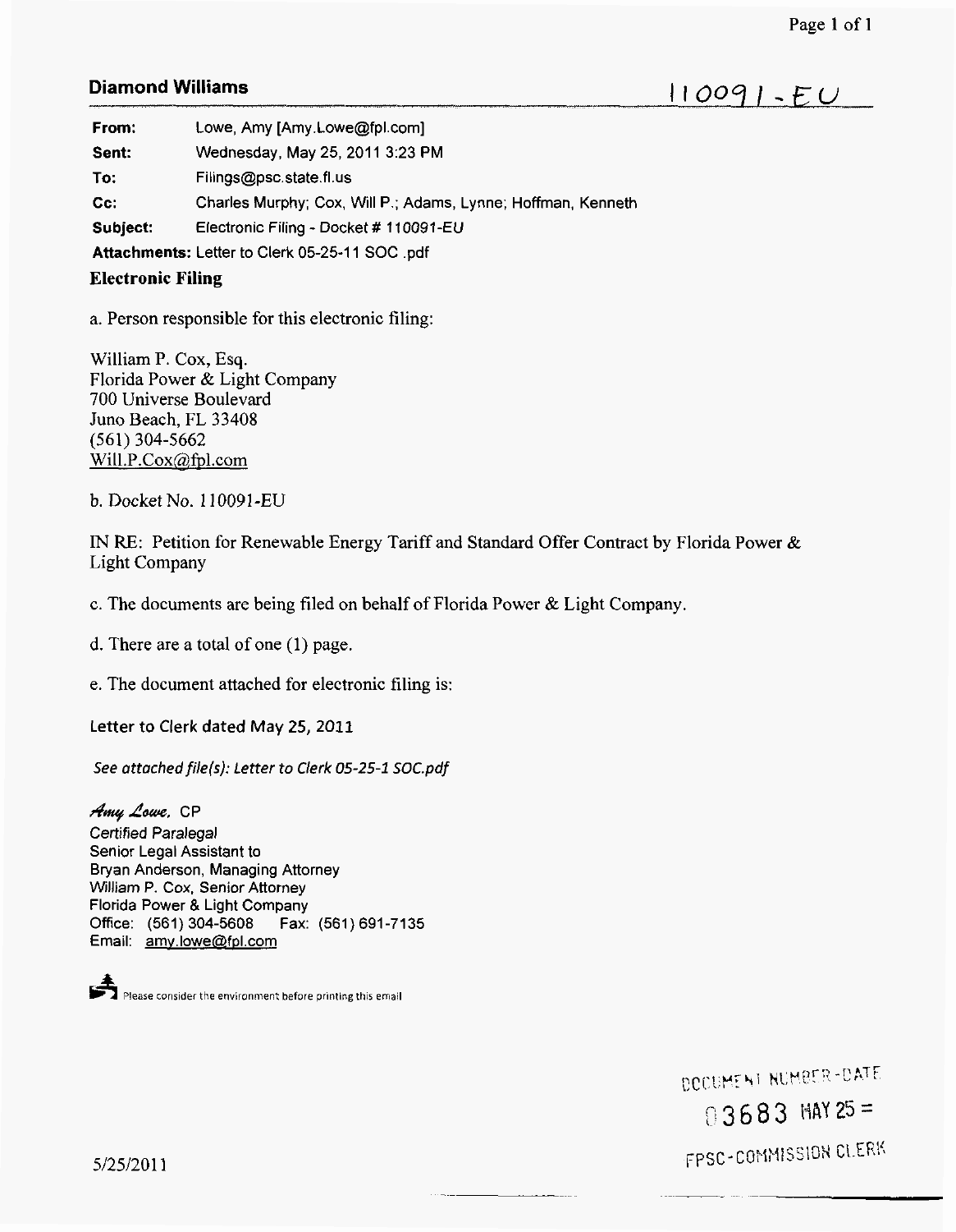## Diamond Williams

110091-EU

| | |
|---|---|
| **From:** | Lowe, Amy [Amy.Lowe@fpl.com] |
| **Sent:** | Wednesday, May 25, 2011 3:23 PM |
| **To:** | Filings@psc.state.fl.us |
| **Cc:** | Charles Murphy; Cox, Will P.; Adams, Lynne; Hoffman, Kenneth |
| **Subject:** | Electronic Filing - Docket # 110091-EU |
| **Attachments:** | Letter to Clerk 05-25-11 SOC .pdf |

**Electronic Filing**

a. Person responsible for this electronic filing:

William P. Cox, Esq.
Florida Power & Light Company
700 Universe Boulevard
Juno Beach, FL 33408
(561) 304-5662
Will.P.Cox@fpl.com

b. Docket No. 110091-EU

IN RE: Petition for Renewable Energy Tariff and Standard Offer Contract by Florida Power & Light Company

c. The documents are being filed on behalf of Florida Power & Light Company.

d. There are a total of one (1) page.

e. The document attached for electronic filing is:

Letter to Clerk dated May 25, 2011

*See attached file(s): Letter to Clerk 05-25-1 SOC.pdf*

*Amy Lowe*, CP
Certified Paralegal
Senior Legal Assistant to
Bryan Anderson, Managing Attorney
William P. Cox, Senior Attorney
Florida Power & Light Company
Office: (561) 304-5608 Fax: (561) 691-7135
Email: amy.lowe@fpl.com

Please consider the environment before printing this email

DOCUMENT NUMBER-DATE
03683 MAY 25 =
FPSC-COMMISSION CLERK

5/25/2011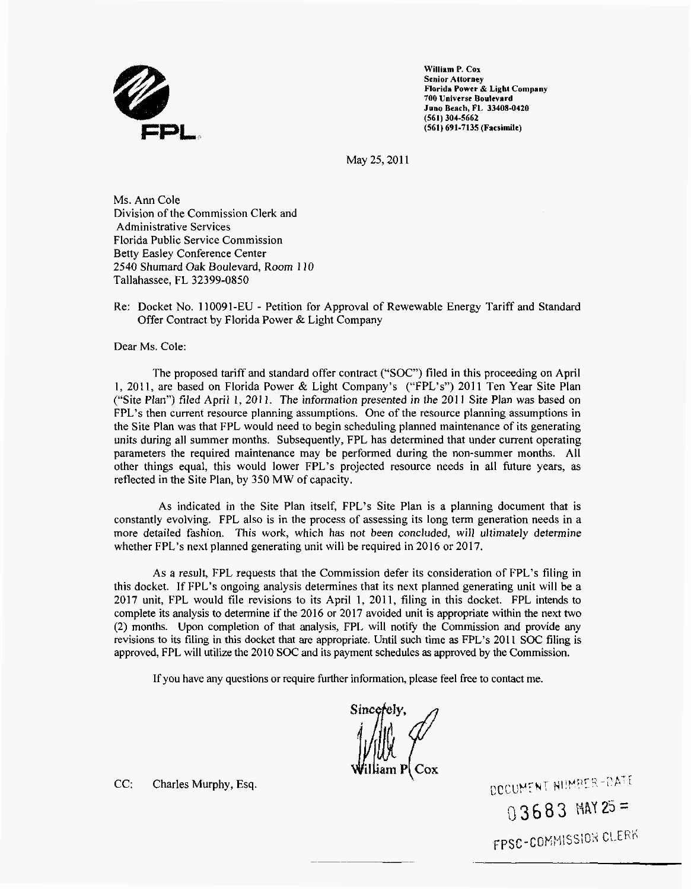William P. Cox
Senior Attorney
Florida Power & Light Company
700 Universe Boulevard
Juno Beach, FL 33408-0420
(561) 304-5662
(561) 691-7135 (Facsimile)

May 25, 2011

Ms. Ann Cole
Division of the Commission Clerk and
Administrative Services
Florida Public Service Commission
Betty Easley Conference Center
2540 Shumard Oak Boulevard, Room 110
Tallahassee, FL 32399-0850

Re: Docket No. 110091-EU - Petition for Approval of Rewewable Energy Tariff and Standard Offer Contract by Florida Power & Light Company

Dear Ms. Cole:

The proposed tariff and standard offer contract ("SOC") filed in this proceeding on April 1, 2011, are based on Florida Power & Light Company's ("FPL's") 2011 Ten Year Site Plan ("Site Plan") filed April 1, 2011. The information presented in the 2011 Site Plan was based on FPL's then current resource planning assumptions. One of the resource planning assumptions in the Site Plan was that FPL would need to begin scheduling planned maintenance of its generating units during all summer months. Subsequently, FPL has determined that under current operating parameters the required maintenance may be performed during the non-summer months. All other things equal, this would lower FPL's projected resource needs in all future years, as reflected in the Site Plan, by 350 MW of capacity.

As indicated in the Site Plan itself, FPL's Site Plan is a planning document that is constantly evolving. FPL also is in the process of assessing its long term generation needs in a more detailed fashion. This work, which has not been concluded, will ultimately determine whether FPL's next planned generating unit will be required in 2016 or 2017.

As a result, FPL requests that the Commission defer its consideration of FPL's filing in this docket. If FPL's ongoing analysis determines that its next planned generating unit will be a 2017 unit, FPL would file revisions to its April 1, 2011, filing in this docket. FPL intends to complete its analysis to determine if the 2016 or 2017 avoided unit is appropriate within the next two (2) months. Upon completion of that analysis, FPL will notify the Commission and provide any revisions to its filing in this docket that are appropriate. Until such time as FPL's 2011 SOC filing is approved, FPL will utilize the 2010 SOC and its payment schedules as approved by the Commission.

If you have any questions or require further information, please feel free to contact me.

Sincerely,

William P. Cox

CC: Charles Murphy, Esq.

DOCUMENT NUMBER-DATE
03683 MAY 25 =
FPSC-COMMISSION CLERK